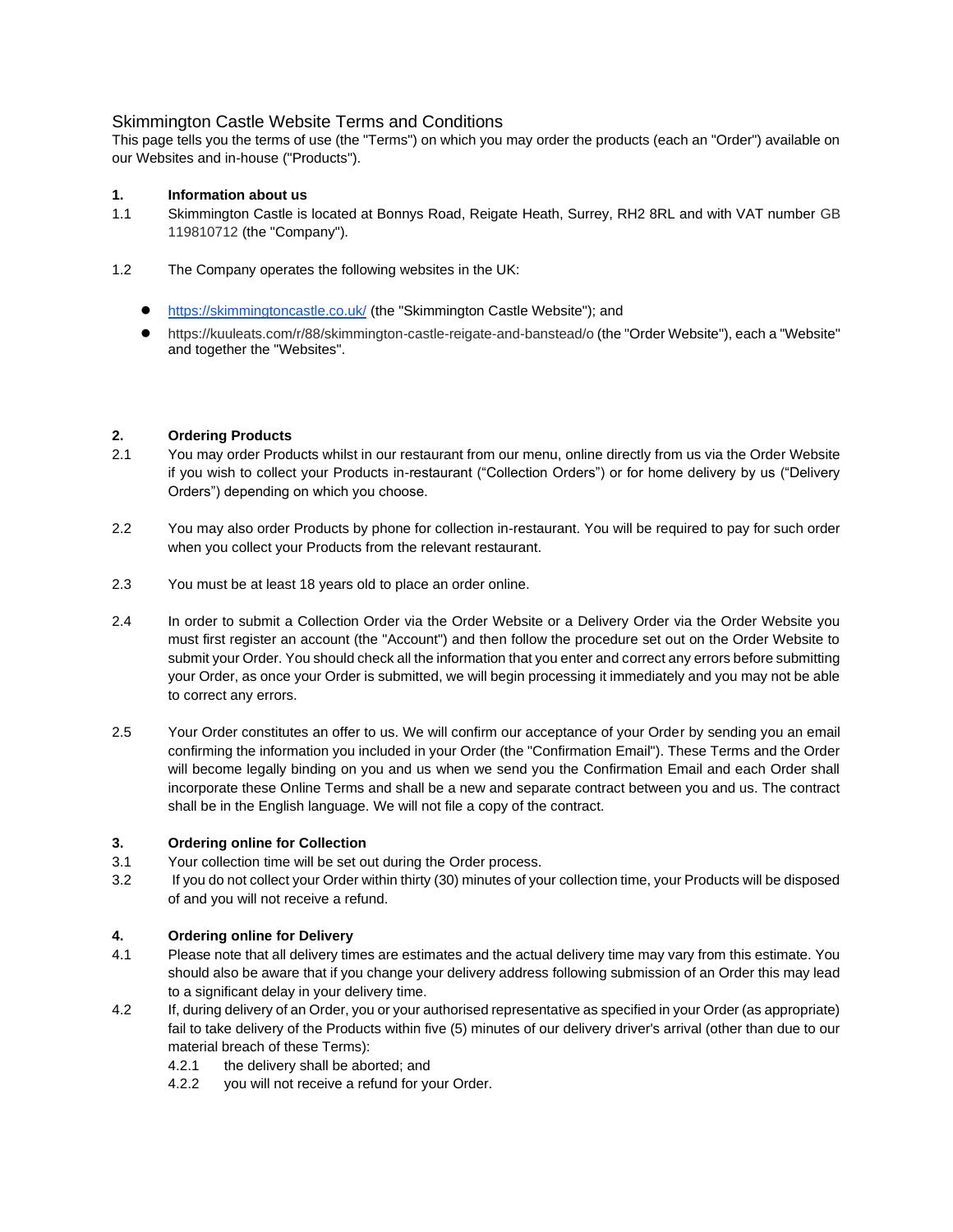# Skimmington Castle Website Terms and Conditions

This page tells you the terms of use (the "Terms") on which you may order the products (each an "Order") available on our Websites and in-house ("Products").

## 1. Information about us

1.1 Skimmington Castle is located at Bonnys Road, Reigate Heath, Surrey, RH2 8RL and with VAT number GB 119810712 (the "Company").

1.2 The Company operates the following websites in the UK:

- https://skimmingtoncastle.co.uk/ (the "Skimmington Castle Website"); and
- https://kuuleats.com/r/88/skimmington-castle-reigate-and-banstead/o (the "Order Website"), each a "Website" and together the "Websites".

## 2. Ordering Products

2.1 You may order Products whilst in our restaurant from our menu, online directly from us via the Order Website if you wish to collect your Products in-restaurant ("Collection Orders") or for home delivery by us ("Delivery Orders") depending on which you choose.

2.2 You may also order Products by phone for collection in-restaurant. You will be required to pay for such order when you collect your Products from the relevant restaurant.

2.3 You must be at least 18 years old to place an order online.

2.4 In order to submit a Collection Order via the Order Website or a Delivery Order via the Order Website you must first register an account (the "Account") and then follow the procedure set out on the Order Website to submit your Order. You should check all the information that you enter and correct any errors before submitting your Order, as once your Order is submitted, we will begin processing it immediately and you may not be able to correct any errors.

2.5 Your Order constitutes an offer to us. We will confirm our acceptance of your Order by sending you an email confirming the information you included in your Order (the "Confirmation Email"). These Terms and the Order will become legally binding on you and us when we send you the Confirmation Email and each Order shall incorporate these Online Terms and shall be a new and separate contract between you and us. The contract shall be in the English language. We will not file a copy of the contract.

## 3. Ordering online for Collection

3.1 Your collection time will be set out during the Order process.

3.2 If you do not collect your Order within thirty (30) minutes of your collection time, your Products will be disposed of and you will not receive a refund.

## 4. Ordering online for Delivery

4.1 Please note that all delivery times are estimates and the actual delivery time may vary from this estimate. You should also be aware that if you change your delivery address following submission of an Order this may lead to a significant delay in your delivery time.

4.2 If, during delivery of an Order, you or your authorised representative as specified in your Order (as appropriate) fail to take delivery of the Products within five (5) minutes of our delivery driver's arrival (other than due to our material breach of these Terms):

4.2.1 the delivery shall be aborted; and

4.2.2 you will not receive a refund for your Order.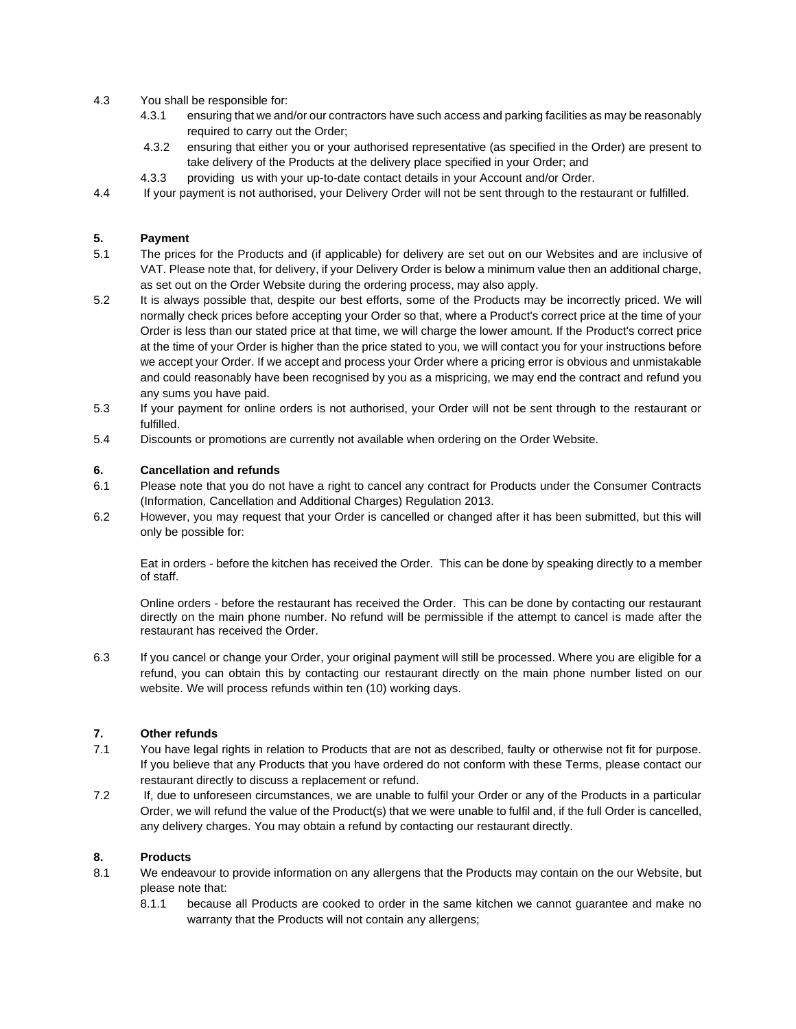4.3 You shall be responsible for:

- 4.3.1 ensuring that we and/or our contractors have such access and parking facilities as may be reasonably required to carry out the Order;
- 4.3.2 ensuring that either you or your authorised representative (as specified in the Order) are present to take delivery of the Products at the delivery place specified in your Order; and
- 4.3.3 providing us with your up-to-date contact details in your Account and/or Order.

4.4 If your payment is not authorised, your Delivery Order will not be sent through to the restaurant or fulfilled.

## 5. Payment

5.1 The prices for the Products and (if applicable) for delivery are set out on our Websites and are inclusive of VAT. Please note that, for delivery, if your Delivery Order is below a minimum value then an additional charge, as set out on the Order Website during the ordering process, may also apply.

5.2 It is always possible that, despite our best efforts, some of the Products may be incorrectly priced. We will normally check prices before accepting your Order so that, where a Product's correct price at the time of your Order is less than our stated price at that time, we will charge the lower amount. If the Product's correct price at the time of your Order is higher than the price stated to you, we will contact you for your instructions before we accept your Order. If we accept and process your Order where a pricing error is obvious and unmistakable and could reasonably have been recognised by you as a mispricing, we may end the contract and refund you any sums you have paid.

5.3 If your payment for online orders is not authorised, your Order will not be sent through to the restaurant or fulfilled.

5.4 Discounts or promotions are currently not available when ordering on the Order Website.

## 6. Cancellation and refunds

6.1 Please note that you do not have a right to cancel any contract for Products under the Consumer Contracts (Information, Cancellation and Additional Charges) Regulation 2013.

6.2 However, you may request that your Order is cancelled or changed after it has been submitted, but this will only be possible for:

Eat in orders - before the kitchen has received the Order. This can be done by speaking directly to a member of staff.

Online orders - before the restaurant has received the Order. This can be done by contacting our restaurant directly on the main phone number. No refund will be permissible if the attempt to cancel is made after the restaurant has received the Order.

6.3 If you cancel or change your Order, your original payment will still be processed. Where you are eligible for a refund, you can obtain this by contacting our restaurant directly on the main phone number listed on our website. We will process refunds within ten (10) working days.

## 7. Other refunds

7.1 You have legal rights in relation to Products that are not as described, faulty or otherwise not fit for purpose. If you believe that any Products that you have ordered do not conform with these Terms, please contact our restaurant directly to discuss a replacement or refund.

7.2 If, due to unforeseen circumstances, we are unable to fulfil your Order or any of the Products in a particular Order, we will refund the value of the Product(s) that we were unable to fulfil and, if the full Order is cancelled, any delivery charges. You may obtain a refund by contacting our restaurant directly.

## 8. Products

8.1 We endeavour to provide information on any allergens that the Products may contain on the our Website, but please note that:

- 8.1.1 because all Products are cooked to order in the same kitchen we cannot guarantee and make no warranty that the Products will not contain any allergens;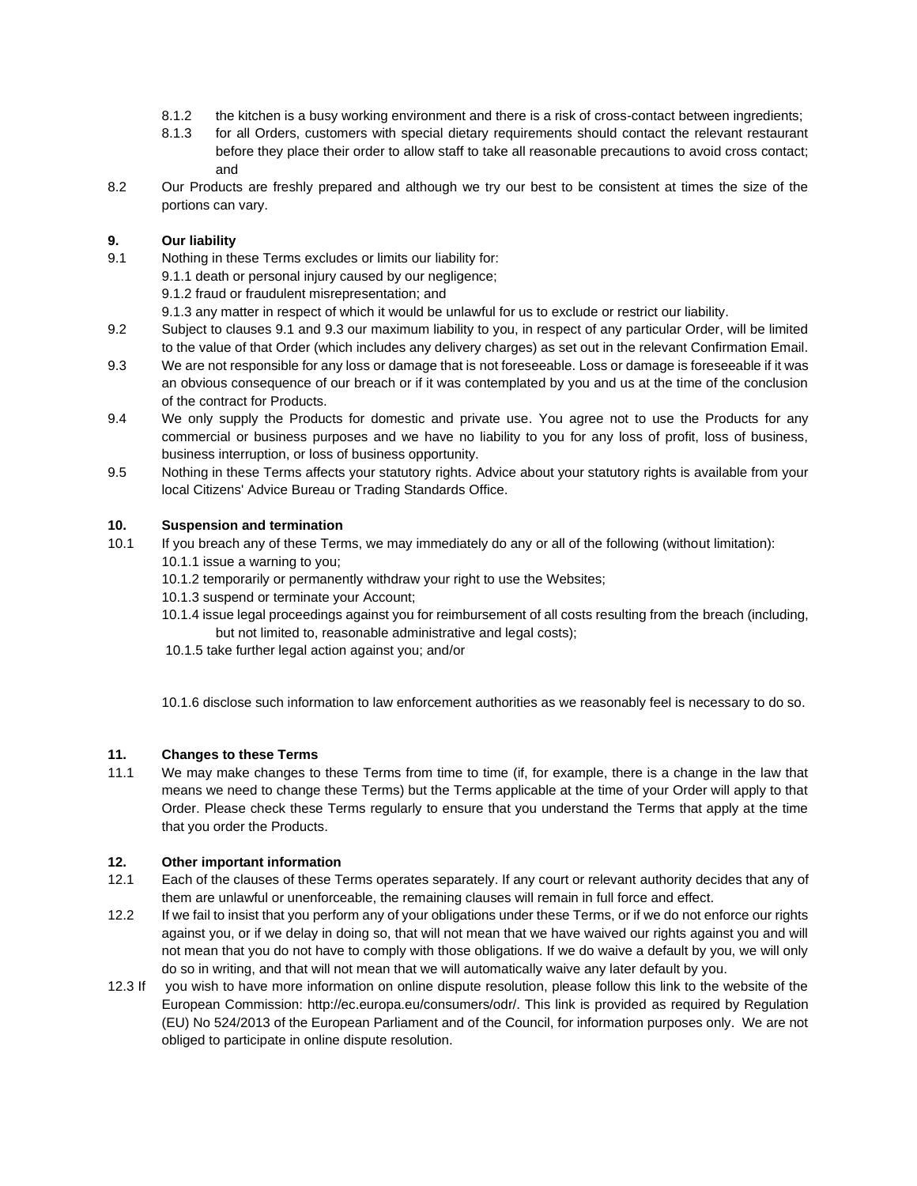8.1.2 the kitchen is a busy working environment and there is a risk of cross-contact between ingredients;

8.1.3 for all Orders, customers with special dietary requirements should contact the relevant restaurant before they place their order to allow staff to take all reasonable precautions to avoid cross contact; and

8.2 Our Products are freshly prepared and although we try our best to be consistent at times the size of the portions can vary.

### 9. Our liability

9.1 Nothing in these Terms excludes or limits our liability for:

9.1.1 death or personal injury caused by our negligence;

9.1.2 fraud or fraudulent misrepresentation; and

9.1.3 any matter in respect of which it would be unlawful for us to exclude or restrict our liability.

9.2 Subject to clauses 9.1 and 9.3 our maximum liability to you, in respect of any particular Order, will be limited to the value of that Order (which includes any delivery charges) as set out in the relevant Confirmation Email.

9.3 We are not responsible for any loss or damage that is not foreseeable. Loss or damage is foreseeable if it was an obvious consequence of our breach or if it was contemplated by you and us at the time of the conclusion of the contract for Products.

9.4 We only supply the Products for domestic and private use. You agree not to use the Products for any commercial or business purposes and we have no liability to you for any loss of profit, loss of business, business interruption, or loss of business opportunity.

9.5 Nothing in these Terms affects your statutory rights. Advice about your statutory rights is available from your local Citizens' Advice Bureau or Trading Standards Office.

### 10. Suspension and termination

10.1 If you breach any of these Terms, we may immediately do any or all of the following (without limitation):

10.1.1 issue a warning to you;

10.1.2 temporarily or permanently withdraw your right to use the Websites;

10.1.3 suspend or terminate your Account;

10.1.4 issue legal proceedings against you for reimbursement of all costs resulting from the breach (including, but not limited to, reasonable administrative and legal costs);

10.1.5 take further legal action against you; and/or

10.1.6 disclose such information to law enforcement authorities as we reasonably feel is necessary to do so.

### 11. Changes to these Terms

11.1 We may make changes to these Terms from time to time (if, for example, there is a change in the law that means we need to change these Terms) but the Terms applicable at the time of your Order will apply to that Order. Please check these Terms regularly to ensure that you understand the Terms that apply at the time that you order the Products.

### 12. Other important information

12.1 Each of the clauses of these Terms operates separately. If any court or relevant authority decides that any of them are unlawful or unenforceable, the remaining clauses will remain in full force and effect.

12.2 If we fail to insist that you perform any of your obligations under these Terms, or if we do not enforce our rights against you, or if we delay in doing so, that will not mean that we have waived our rights against you and will not mean that you do not have to comply with those obligations. If we do waive a default by you, we will only do so in writing, and that will not mean that we will automatically waive any later default by you.

12.3 If you wish to have more information on online dispute resolution, please follow this link to the website of the European Commission: http://ec.europa.eu/consumers/odr/. This link is provided as required by Regulation (EU) No 524/2013 of the European Parliament and of the Council, for information purposes only. We are not obliged to participate in online dispute resolution.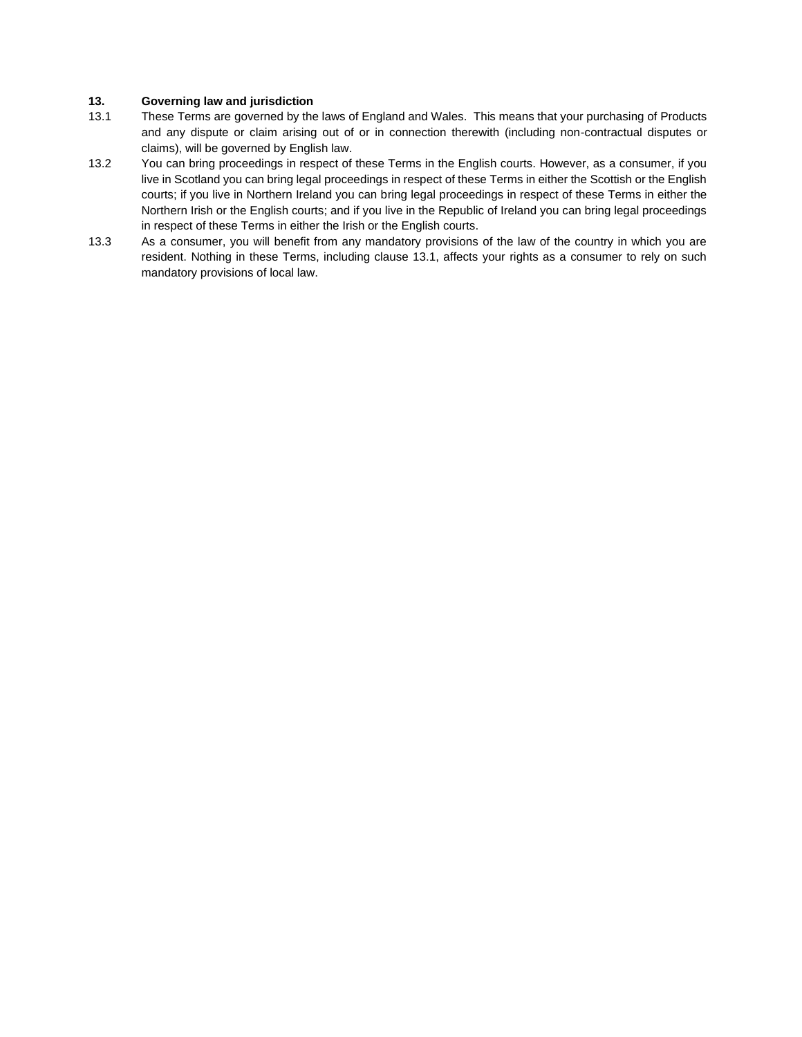## 13. Governing law and jurisdiction

13.1 These Terms are governed by the laws of England and Wales. This means that your purchasing of Products and any dispute or claim arising out of or in connection therewith (including non-contractual disputes or claims), will be governed by English law.

13.2 You can bring proceedings in respect of these Terms in the English courts. However, as a consumer, if you live in Scotland you can bring legal proceedings in respect of these Terms in either the Scottish or the English courts; if you live in Northern Ireland you can bring legal proceedings in respect of these Terms in either the Northern Irish or the English courts; and if you live in the Republic of Ireland you can bring legal proceedings in respect of these Terms in either the Irish or the English courts.

13.3 As a consumer, you will benefit from any mandatory provisions of the law of the country in which you are resident. Nothing in these Terms, including clause 13.1, affects your rights as a consumer to rely on such mandatory provisions of local law.